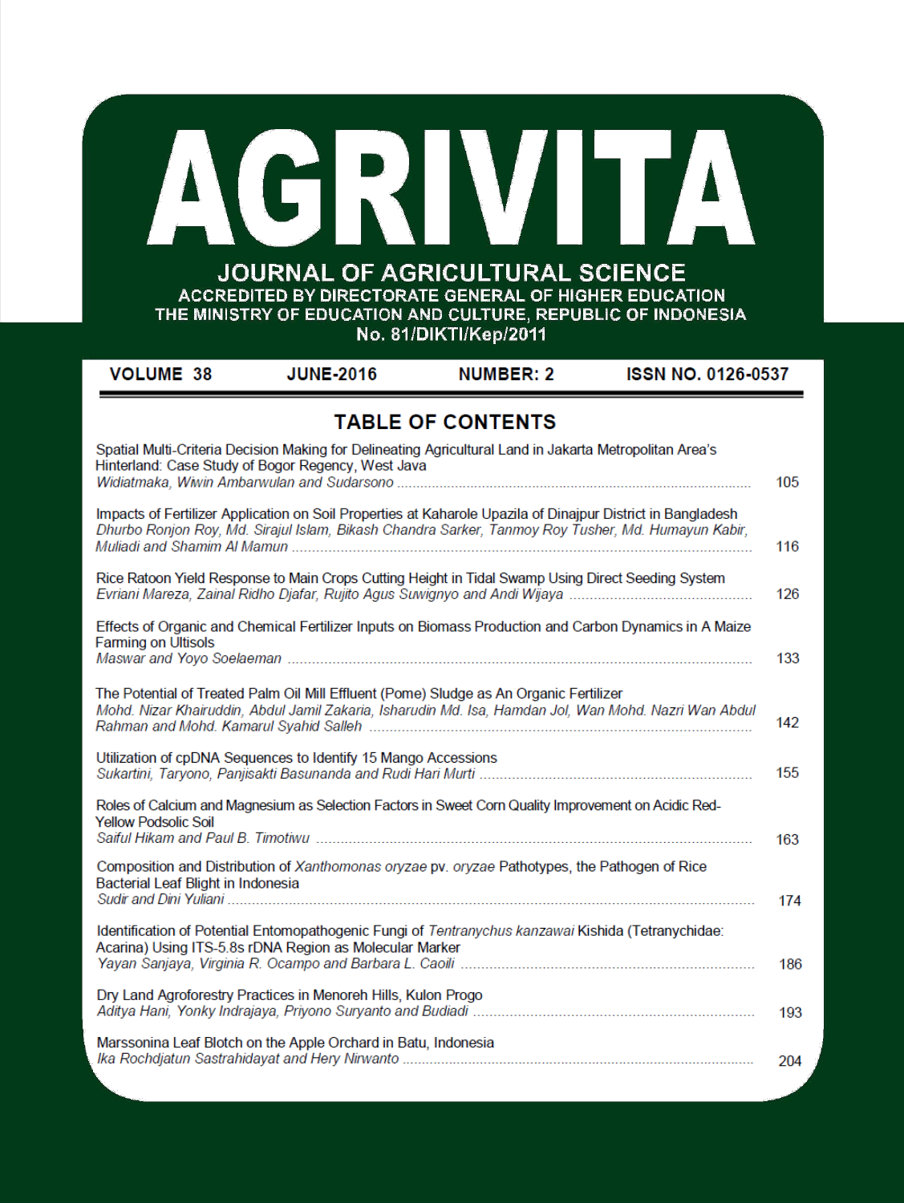# AGRIVITA

## JOURNAL OF AGRICULTURAL SCIENCE

ACCREDITED BY DIRECTORATE GENERAL OF HIGHER EDUCATION
THE MINISTRY OF EDUCATION AND CULTURE, REPUBLIC OF INDONESIA
No. 81/DIKTI/Kep/2011

| VOLUME 38 | JUNE-2016 | NUMBER: 2 | ISSN NO. 0126-0537 |
|---|---|---|---|

## TABLE OF CONTENTS

| Title | Page |
|---|---|
| Spatial Multi-Criteria Decision Making for Delineating Agricultural Land in Jakarta Metropolitan Area's Hinterland: Case Study of Bogor Regency, West Java<br>*Widiatmaka, Wiwin Ambarwulan and Sudarsono* | 105 |
| Impacts of Fertilizer Application on Soil Properties at Kaharole Upazila of Dinajpur District in Bangladesh<br>*Dhurbo Ronjon Roy, Md. Sirajul Islam, Bikash Chandra Sarker, Tanmoy Roy Tusher, Md. Humayun Kabir, Muliadi and Shamim Al Mamun* | 116 |
| Rice Ratoon Yield Response to Main Crops Cutting Height in Tidal Swamp Using Direct Seeding System<br>*Evriani Mareza, Zainal Ridho Djafar, Rujito Agus Suwignyo and Andi Wijaya* | 126 |
| Effects of Organic and Chemical Fertilizer Inputs on Biomass Production and Carbon Dynamics in A Maize Farming on Ultisols<br>*Maswar and Yoyo Soelaeman* | 133 |
| The Potential of Treated Palm Oil Mill Effluent (Pome) Sludge as An Organic Fertilizer<br>*Mohd. Nizar Khairuddin, Abdul Jamil Zakaria, Isharudin Md. Isa, Hamdan Jol, Wan Mohd. Nazri Wan Abdul Rahman and Mohd. Kamarul Syahid Salleh* | 142 |
| Utilization of cpDNA Sequences to Identify 15 Mango Accessions<br>*Sukartini, Taryono, Panjisakti Basunanda and Rudi Hari Murti* | 155 |
| Roles of Calcium and Magnesium as Selection Factors in Sweet Corn Quality Improvement on Acidic Red-Yellow Podsolic Soil<br>*Saiful Hikam and Paul B. Timotiwu* | 163 |
| Composition and Distribution of *Xanthomonas oryzae* pv. *oryzae* Pathotypes, the Pathogen of Rice Bacterial Leaf Blight in Indonesia<br>*Sudir and Dini Yuliani* | 174 |
| Identification of Potential Entomopathogenic Fungi of *Tentranychus kanzawai* Kishida (Tetranychidae: Acarina) Using ITS-5.8s rDNA Region as Molecular Marker<br>*Yayan Sanjaya, Virginia R. Ocampo and Barbara L. Caoili* | 186 |
| Dry Land Agroforestry Practices in Menoreh Hills, Kulon Progo<br>*Aditya Hani, Yonky Indrajaya, Priyono Suryanto and Budiadi* | 193 |
| Marssonina Leaf Blotch on the Apple Orchard in Batu, Indonesia<br>*Ika Rochdjatun Sastrahidayat and Hery Nirwanto* | 204 |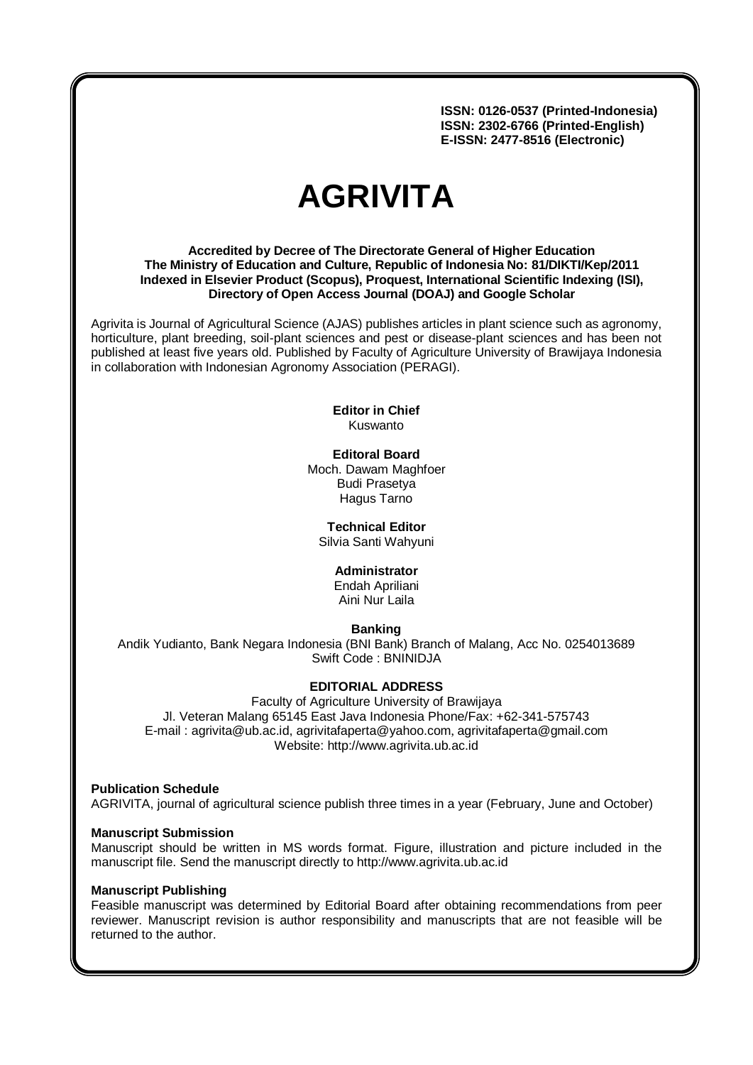**ISSN: 0126-0537 (Printed-Indonesia)**
**ISSN: 2302-6766 (Printed-English)**
**E-ISSN: 2477-8516 (Electronic)**

# AGRIVITA

**Accredited by Decree of The Directorate General of Higher Education**
**The Ministry of Education and Culture, Republic of Indonesia No: 81/DIKTI/Kep/2011**
**Indexed in Elsevier Product (Scopus), Proquest, International Scientific Indexing (ISI),**
**Directory of Open Access Journal (DOAJ) and Google Scholar**

Agrivita is Journal of Agricultural Science (AJAS) publishes articles in plant science such as agronomy, horticulture, plant breeding, soil-plant sciences and pest or disease-plant sciences and has been not published at least five years old. Published by Faculty of Agriculture University of Brawijaya Indonesia in collaboration with Indonesian Agronomy Association (PERAGI).

**Editor in Chief**
Kuswanto

**Editoral Board**
Moch. Dawam Maghfoer
Budi Prasetya
Hagus Tarno

**Technical Editor**
Silvia Santi Wahyuni

**Administrator**
Endah Apriliani
Aini Nur Laila

**Banking**
Andik Yudianto, Bank Negara Indonesia (BNI Bank) Branch of Malang, Acc No. 0254013689
Swift Code : BNINIDJA

**EDITORIAL ADDRESS**
Faculty of Agriculture University of Brawijaya
Jl. Veteran Malang 65145 East Java Indonesia Phone/Fax: +62-341-575743
E-mail : agrivita@ub.ac.id, agrivitafaperta@yahoo.com, agrivitafaperta@gmail.com
Website: http://www.agrivita.ub.ac.id

**Publication Schedule**
AGRIVITA, journal of agricultural science publish three times in a year (February, June and October)

**Manuscript Submission**
Manuscript should be written in MS words format. Figure, illustration and picture included in the manuscript file. Send the manuscript directly to http://www.agrivita.ub.ac.id

**Manuscript Publishing**
Feasible manuscript was determined by Editorial Board after obtaining recommendations from peer reviewer. Manuscript revision is author responsibility and manuscripts that are not feasible will be returned to the author.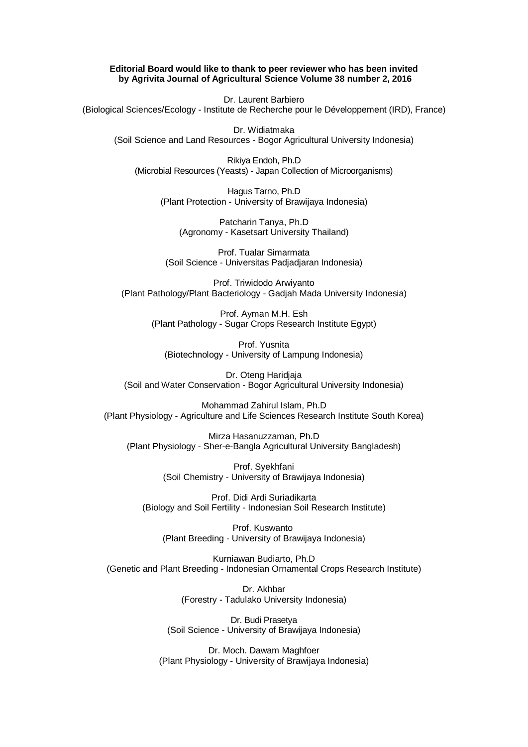**Editorial Board would like to thank to peer reviewer who has been invited by Agrivita Journal of Agricultural Science Volume 38 number 2, 2016**

Dr. Laurent Barbiero
(Biological Sciences/Ecology - Institute de Recherche pour le Développement (IRD), France)

Dr. Widiatmaka
(Soil Science and Land Resources - Bogor Agricultural University Indonesia)

Rikiya Endoh, Ph.D
(Microbial Resources (Yeasts) - Japan Collection of Microorganisms)

Hagus Tarno, Ph.D
(Plant Protection - University of Brawijaya Indonesia)

Patcharin Tanya, Ph.D
(Agronomy - Kasetsart University Thailand)

Prof. Tualar Simarmata
(Soil Science - Universitas Padjadjaran Indonesia)

Prof. Triwidodo Arwiyanto
(Plant Pathology/Plant Bacteriology - Gadjah Mada University Indonesia)

Prof. Ayman M.H. Esh
(Plant Pathology - Sugar Crops Research Institute Egypt)

Prof. Yusnita
(Biotechnology - University of Lampung Indonesia)

Dr. Oteng Haridjaja
(Soil and Water Conservation - Bogor Agricultural University Indonesia)

Mohammad Zahirul Islam, Ph.D
(Plant Physiology - Agriculture and Life Sciences Research Institute South Korea)

Mirza Hasanuzzaman, Ph.D
(Plant Physiology - Sher-e-Bangla Agricultural University Bangladesh)

Prof. Syekhfani
(Soil Chemistry - University of Brawijaya Indonesia)

Prof. Didi Ardi Suriadikarta
(Biology and Soil Fertility - Indonesian Soil Research Institute)

Prof. Kuswanto
(Plant Breeding - University of Brawijaya Indonesia)

Kurniawan Budiarto, Ph.D
(Genetic and Plant Breeding - Indonesian Ornamental Crops Research Institute)

Dr. Akhbar
(Forestry - Tadulako University Indonesia)

Dr. Budi Prasetya
(Soil Science - University of Brawijaya Indonesia)

Dr. Moch. Dawam Maghfoer
(Plant Physiology - University of Brawijaya Indonesia)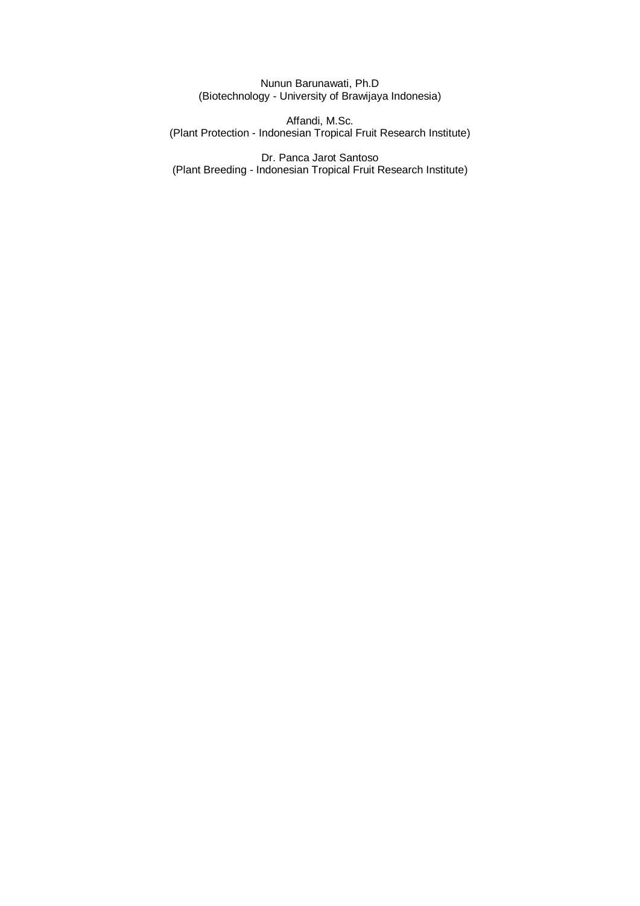Nunun Barunawati, Ph.D
(Biotechnology - University of Brawijaya Indonesia)

Affandi, M.Sc.
(Plant Protection - Indonesian Tropical Fruit Research Institute)

Dr. Panca Jarot Santoso
(Plant Breeding - Indonesian Tropical Fruit Research Institute)